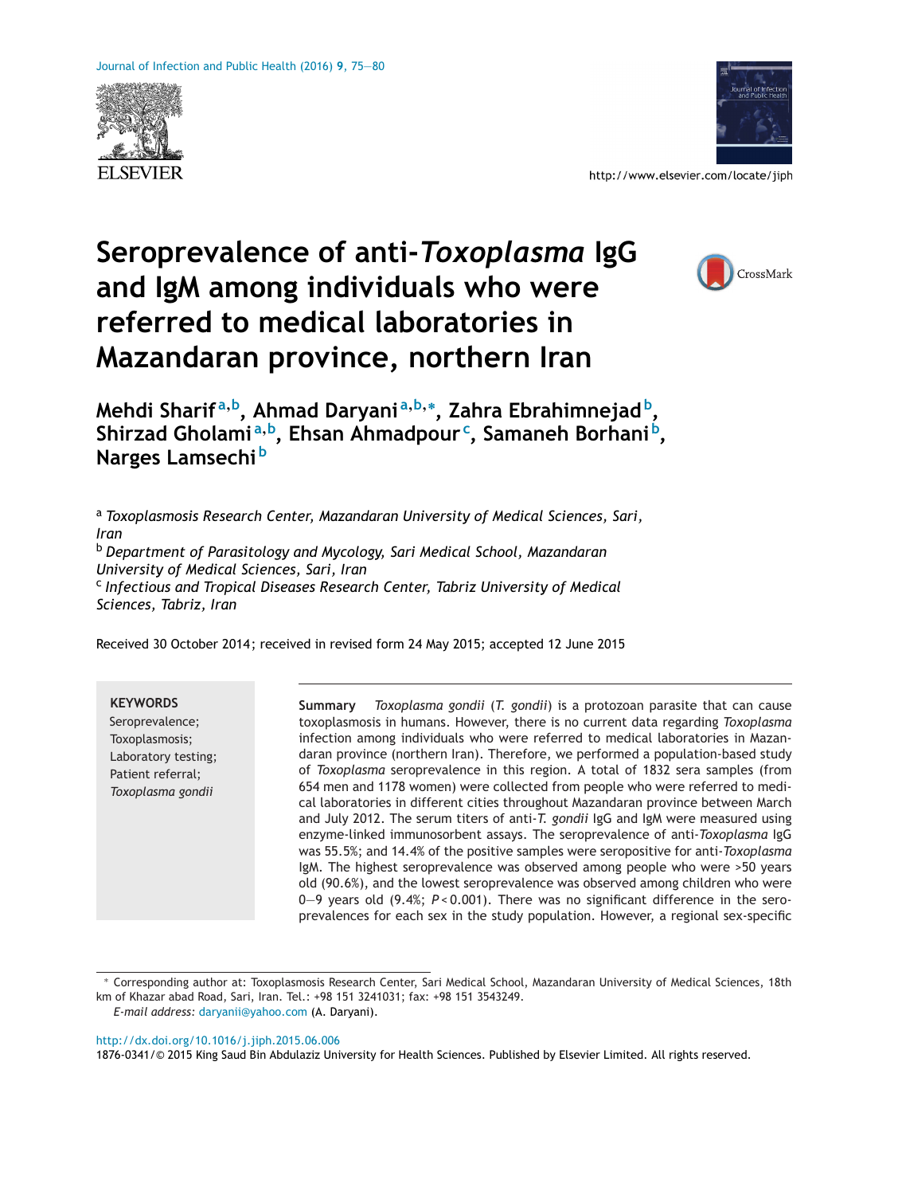# Seroprevalence of anti-*Toxoplasma* IgG and IgM among individuals who were referred to medical laboratories in Mazandaran province, northern Iran

**Mehdi Sharif**[a,b], **Ahmad Daryani**[a,b,*], **Zahra Ebrahimnejad**[b], **Shirzad Gholami**[a,b], **Ehsan Ahmadpour**[c], **Samaneh Borhani**[b], **Narges Lamsechi**[b]

[a] *Toxoplasmosis Research Center, Mazandaran University of Medical Sciences, Sari, Iran*
[b] *Department of Parasitology and Mycology, Sari Medical School, Mazandaran University of Medical Sciences, Sari, Iran*
[c] *Infectious and Tropical Diseases Research Center, Tabriz University of Medical Sciences, Tabriz, Iran*

Received 30 October 2014; received in revised form 24 May 2015; accepted 12 June 2015

**KEYWORDS**
Seroprevalence;
Toxoplasmosis;
Laboratory testing;
Patient referral;
*Toxoplasma gondii*

**Summary** *Toxoplasma gondii* (*T. gondii*) is a protozoan parasite that can cause toxoplasmosis in humans. However, there is no current data regarding *Toxoplasma* infection among individuals who were referred to medical laboratories in Mazandaran province (northern Iran). Therefore, we performed a population-based study of *Toxoplasma* seroprevalence in this region. A total of 1832 sera samples (from 654 men and 1178 women) were collected from people who were referred to medical laboratories in different cities throughout Mazandaran province between March and July 2012. The serum titers of anti-*T. gondii* IgG and IgM were measured using enzyme-linked immunosorbent assays. The seroprevalence of anti-*Toxoplasma* IgG was 55.5%; and 14.4% of the positive samples were seropositive for anti-*Toxoplasma* IgM. The highest seroprevalence was observed among people who were >50 years old (90.6%), and the lowest seroprevalence was observed among children who were 0–9 years old (9.4%; $P < 0.001$). There was no significant difference in the seroprevalences for each sex in the study population. However, a regional sex-specific

\* Corresponding author at: Toxoplasmosis Research Center, Sari Medical School, Mazandaran University of Medical Sciences, 18th km of Khazar abad Road, Sari, Iran. Tel.: +98 151 3241031; fax: +98 151 3543249.
*E-mail address:* daryanii@yahoo.com (A. Daryani).

http://dx.doi.org/10.1016/j.jiph.2015.06.006
1876-0341/© 2015 King Saud Bin Abdulaziz University for Health Sciences. Published by Elsevier Limited. All rights reserved.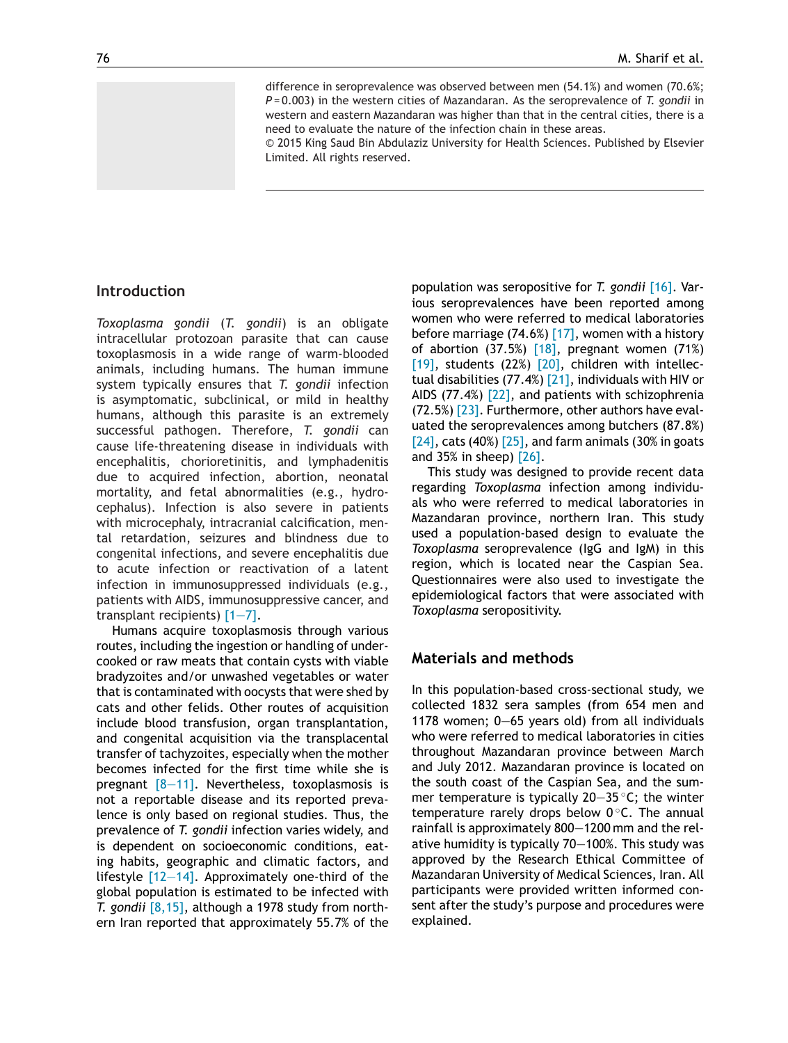difference in seroprevalence was observed between men (54.1%) and women (70.6%; $P = 0.003$) in the western cities of Mazandaran. As the seroprevalence of *T. gondii* in western and eastern Mazandaran was higher than that in the central cities, there is a need to evaluate the nature of the infection chain in these areas.

© 2015 King Saud Bin Abdulaziz University for Health Sciences. Published by Elsevier Limited. All rights reserved.

## Introduction

*Toxoplasma gondii* (*T. gondii*) is an obligate intracellular protozoan parasite that can cause toxoplasmosis in a wide range of warm-blooded animals, including humans. The human immune system typically ensures that *T. gondii* infection is asymptomatic, subclinical, or mild in healthy humans, although this parasite is an extremely successful pathogen. Therefore, *T. gondii* can cause life-threatening disease in individuals with encephalitis, chorioretinitis, and lymphadenitis due to acquired infection, abortion, neonatal mortality, and fetal abnormalities (e.g., hydrocephalus). Infection is also severe in patients with microcephaly, intracranial calcification, mental retardation, seizures and blindness due to congenital infections, and severe encephalitis due to acute infection or reactivation of a latent infection in immunosuppressed individuals (e.g., patients with AIDS, immunosuppressive cancer, and transplant recipients) [1—7].

Humans acquire toxoplasmosis through various routes, including the ingestion or handling of undercooked or raw meats that contain cysts with viable bradyzoites and/or unwashed vegetables or water that is contaminated with oocysts that were shed by cats and other felids. Other routes of acquisition include blood transfusion, organ transplantation, and congenital acquisition via the transplacental transfer of tachyzoites, especially when the mother becomes infected for the first time while she is pregnant [8—11]. Nevertheless, toxoplasmosis is not a reportable disease and its reported prevalence is only based on regional studies. Thus, the prevalence of *T. gondii* infection varies widely, and is dependent on socioeconomic conditions, eating habits, geographic and climatic factors, and lifestyle [12—14]. Approximately one-third of the global population is estimated to be infected with *T. gondii* [8,15], although a 1978 study from northern Iran reported that approximately 55.7% of the population was seropositive for *T. gondii* [16]. Various seroprevalences have been reported among women who were referred to medical laboratories before marriage (74.6%) [17], women with a history of abortion (37.5%) [18], pregnant women (71%) [19], students (22%) [20], children with intellectual disabilities (77.4%) [21], individuals with HIV or AIDS (77.4%) [22], and patients with schizophrenia (72.5%) [23]. Furthermore, other authors have evaluated the seroprevalences among butchers (87.8%) [24], cats (40%) [25], and farm animals (30% in goats and 35% in sheep) [26].

This study was designed to provide recent data regarding *Toxoplasma* infection among individuals who were referred to medical laboratories in Mazandaran province, northern Iran. This study used a population-based design to evaluate the *Toxoplasma* seroprevalence (IgG and IgM) in this region, which is located near the Caspian Sea. Questionnaires were also used to investigate the epidemiological factors that were associated with *Toxoplasma* seropositivity.

## Materials and methods

In this population-based cross-sectional study, we collected 1832 sera samples (from 654 men and 1178 women; 0—65 years old) from all individuals who were referred to medical laboratories in cities throughout Mazandaran province between March and July 2012. Mazandaran province is located on the south coast of the Caspian Sea, and the summer temperature is typically 20—35 °C; the winter temperature rarely drops below 0 °C. The annual rainfall is approximately 800—1200 mm and the relative humidity is typically 70—100%. This study was approved by the Research Ethical Committee of Mazandaran University of Medical Sciences, Iran. All participants were provided written informed consent after the study's purpose and procedures were explained.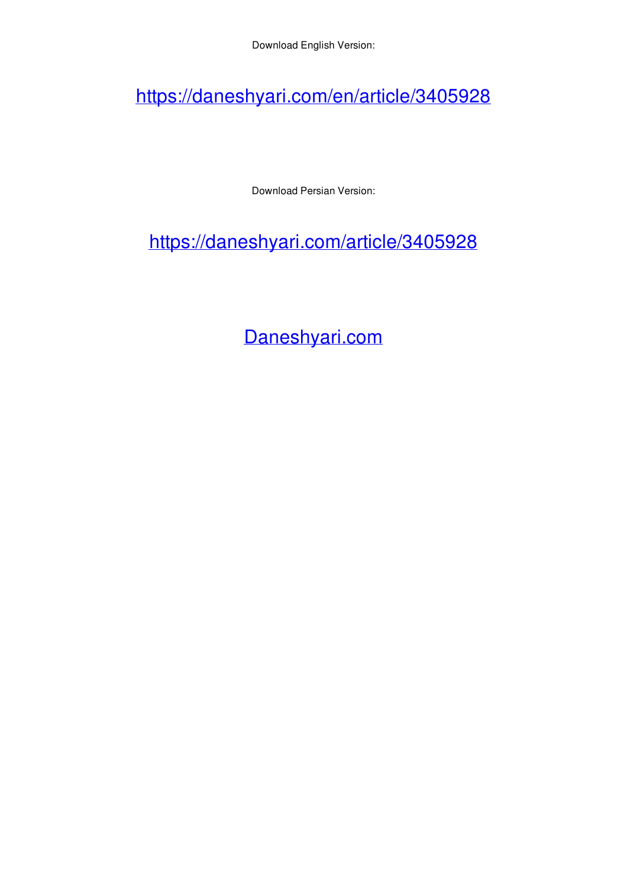Download English Version:

https://daneshyari.com/en/article/3405928

Download Persian Version:

https://daneshyari.com/article/3405928

Daneshyari.com